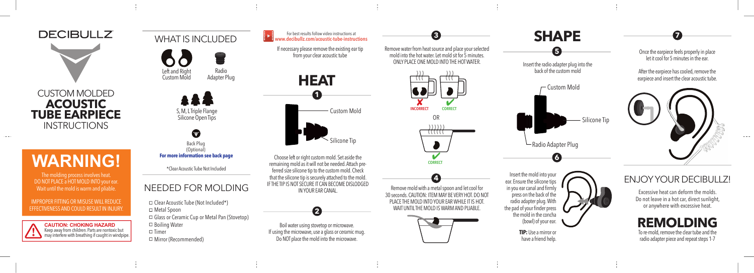# DECIBULLZ

CUSTOM MOLDED
**ACOUSTIC TUBE EARPIECE**
INSTRUCTIONS

# WARNING!

The molding process involves heat. DO NOT PLACE a HOT MOLD INTO your ear. Wait until the mold is warm and pliable.

IMPROPER FITTING OR MISUSE WILL REDUCE EFFECTIVENESS AND COULD RESULT IN INJURY.

**CAUTION: CHOKING HAZARD**
Keep away from children. Parts are nontoxic but may interfere with breathing if caught in windpipe.

## WHAT IS INCLUDED

Left and Right Custom Mold

Radio Adapter Plug

S, M, L Triple Flange Silicone Open Tips

Back Plug (Optional)
**For more information see back page**

*Clear Acoustic Tube Not Included

## NEEDED FOR MOLDING

- ☐ Clear Acoustic Tube (Not Included*)
- ☐ Metal Spoon
- ☐ Glass or Ceramic Cup or Metal Pan (Stovetop)
- ☐ Boiling Water
- ☐ Timer
- ☐ Mirror (Recommended)

For best results follow video instructions at
**www.decibullz.com/acoustic-tube-instructions**

If necessary please remove the existing ear tip from your clear acoustic tube

## HEAT

**1**

Custom Mold

Silicone Tip

Choose left or right custom mold. Set aside the remaining mold as it will not be needed. Attach preferred size silicone tip to the custom mold. Check that the silicone tip is securely attached to the mold. IF THE TIP IS NOT SECURE IT CAN BECOME DISLODGED IN YOUR EAR CANAL.

**2**

Boil water using stovetop or microwave. If using the microwave, use a glass or ceramic mug. Do NOT place the mold into the microwave.

**3**

Remove water from heat source and place your selected mold into the hot water. Let mold sit for 5 minutes. ONLY PLACE ONE MOLD INTO THE HOT WATER.

INCORRECT   CORRECT

OR

CORRECT

**4**

Remove mold with a metal spoon and let cool for 30 seconds. CAUTION: ITEM MAY BE VERY HOT. DO NOT PLACE THE MOLD INTO YOUR EAR WHILE IT IS HOT. WAIT UNTIL THE MOLD IS WARM AND PLIABLE.

## SHAPE

**5**

Insert the radio adapter plug into the back of the custom mold

Custom Mold

Silicone Tip

Radio Adapter Plug

**6**

Insert the mold into your ear. Ensure the silicone tips in you ear canal and firmly press on the back of the radio adapter plug. With the pad of your finder press the mold in the concha (bowl) of your ear.

**TIP:** Use a mirror or have a friend help.

**7**

Once the earpiece feels properly in place let it cool for 5 minutes in the ear.

After the earpiece has cooled, remove the earpiece and insert the clear acoustic tube.

## ENJOY YOUR DECIBULLZ!

Excessive heat can deform the molds. Do not leave in a hot car, direct sunlight, or anywhere with excessive heat.

## REMOLDING

To re-mold, remove the clear tube and the radio adapter piece and repeat steps 1-7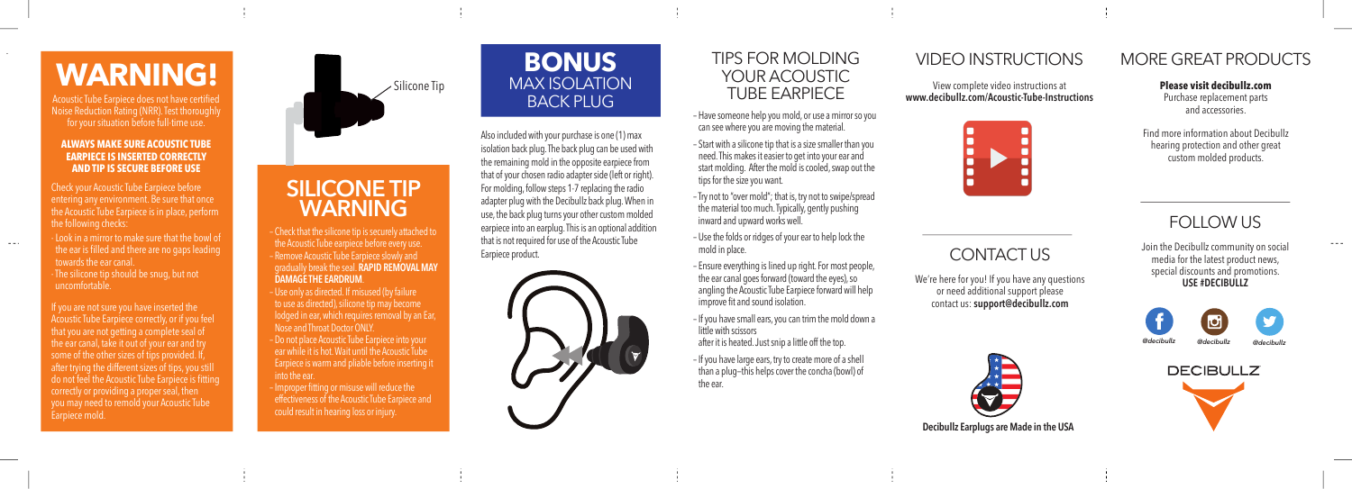# WARNING!

Acoustic Tube Earpiece does not have certified Noise Reduction Rating (NRR). Test thoroughly for your situation before full-time use.

**ALWAYS MAKE SURE ACOUSTIC TUBE EARPIECE IS INSERTED CORRECTLY AND TIP IS SECURE BEFORE USE**

Check your Acoustic Tube Earpiece before entering any environment. Be sure that once the Acoustic Tube Earpiece is in place, perform the following checks:

- Look in a mirror to make sure that the bowl of the ear is filled and there are no gaps leading towards the ear canal.
- The silicone tip should be snug, but not uncomfortable.

If you are not sure you have inserted the Acoustic Tube Earpiece correctly, or if you feel that you are not getting a complete seal of the ear canal, take it out of your ear and try some of the other sizes of tips provided. If, after trying the different sizes of tips, you still do not feel the Acoustic Tube Earpiece is fitting correctly or providing a proper seal, then you may need to remold your Acoustic Tube Earpiece mold.

Silicone Tip

## SILICONE TIP WARNING

- Check that the silicone tip is securely attached to the Acoustic Tube earpiece before every use.
- Remove Acoustic Tube Earpiece slowly and gradually break the seal. **RAPID REMOVAL MAY DAMAGE THE EARDRUM**.
- Use only as directed. If misused (by failure to use as directed), silicone tip may become lodged in ear, which requires removal by an Ear, Nose and Throat Doctor ONLY.
- Do not place Acoustic Tube Earpiece into your ear while it is hot. Wait until the Acoustic Tube Earpiece is warm and pliable before inserting it into the ear.
- Improper fitting or misuse will reduce the effectiveness of the Acoustic Tube Earpiece and could result in hearing loss or injury.

## BONUS
MAX ISOLATION BACK PLUG

Also included with your purchase is one (1) max isolation back plug. The back plug can be used with the remaining mold in the opposite earpiece from that of your chosen radio adapter side (left or right). For molding, follow steps 1-7 replacing the radio adapter plug with the Decibullz back plug. When in use, the back plug turns your other custom molded earpiece into an earplug. This is an optional addition that is not required for use of the Acoustic Tube Earpiece product.

## TIPS FOR MOLDING YOUR ACOUSTIC TUBE EARPIECE

- Have someone help you mold, or use a mirror so you can see where you are moving the material.
- Start with a silicone tip that is a size smaller than you need. This makes it easier to get into your ear and start molding. After the mold is cooled, swap out the tips for the size you want.
- Try not to "over mold"; that is, try not to swipe/spread the material too much. Typically, gently pushing inward and upward works well.
- Use the folds or ridges of your ear to help lock the mold in place.
- Ensure everything is lined up right. For most people, the ear canal goes forward (toward the eyes), so angling the Acoustic Tube Earpiece forward will help improve fit and sound isolation.
- If you have small ears, you can trim the mold down a little with scissors after it is heated. Just snip a little off the top.
- If you have large ears, try to create more of a shell than a plug–this helps cover the concha (bowl) of the ear.

## VIDEO INSTRUCTIONS

View complete video instructions at **www.decibullz.com/Acoustic-Tube-Instructions**

## CONTACT US

We're here for you! If you have any questions or need additional support please contact us: **support@decibullz.com**

**Decibullz Earplugs are Made in the USA**

## MORE GREAT PRODUCTS

**Please visit decibullz.com**
Purchase replacement parts and accessories.

Find more information about Decibullz hearing protection and other great custom molded products.

## FOLLOW US

Join the Decibullz community on social media for the latest product news, special discounts and promotions.
**USE #DECIBULLZ**

@decibullz @decibullz @decibullz

DECIBULLZ